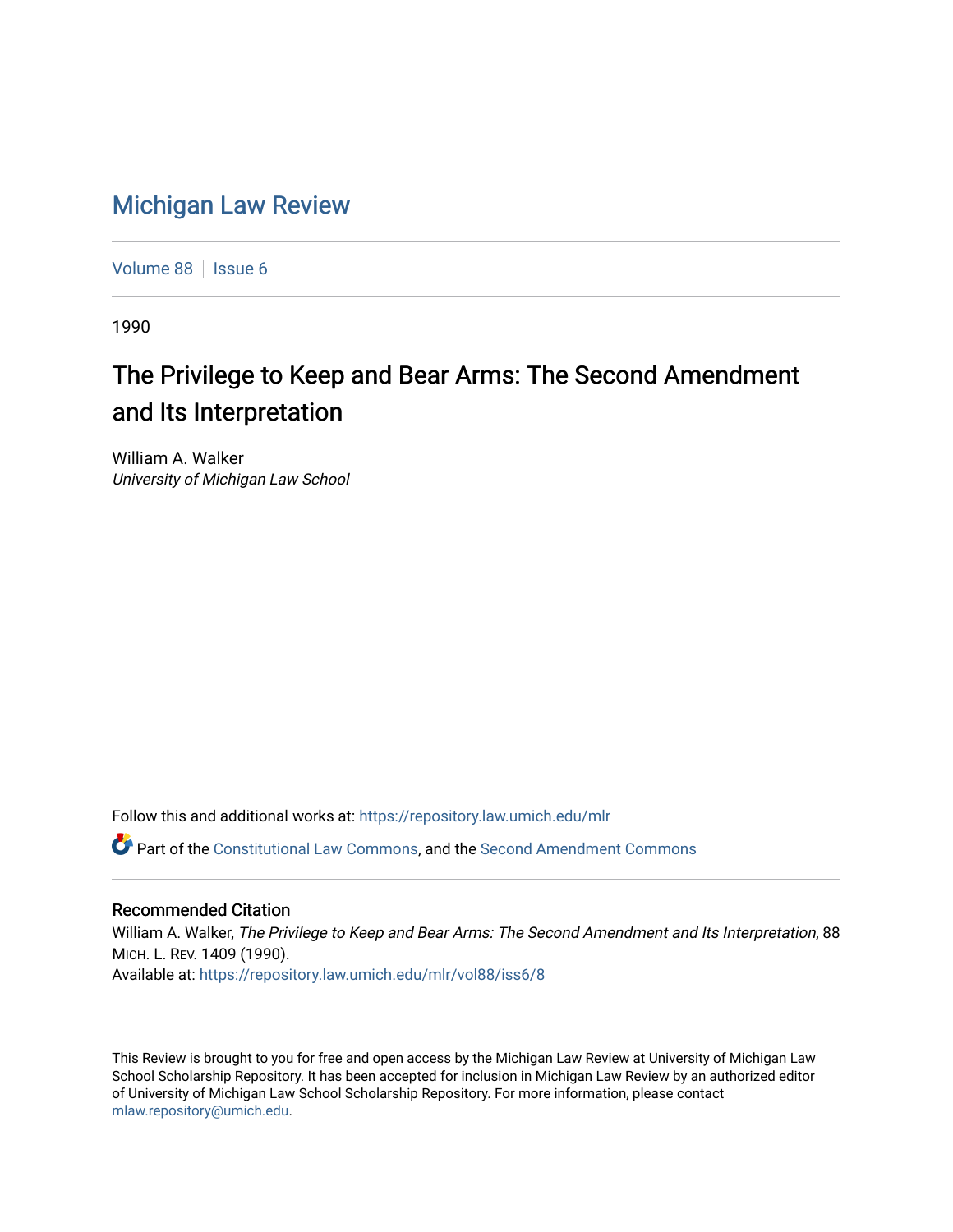# Michigan Law Review

Volume 88 | Issue 6

1990

## The Privilege to Keep and Bear Arms: The Second Amendment and Its Interpretation

William A. Walker
*University of Michigan Law School*

Follow this and additional works at: https://repository.law.umich.edu/mlr

Part of the Constitutional Law Commons, and the Second Amendment Commons

### Recommended Citation

William A. Walker, *The Privilege to Keep and Bear Arms: The Second Amendment and Its Interpretation*, 88 MICH. L. REV. 1409 (1990).
Available at: https://repository.law.umich.edu/mlr/vol88/iss6/8

This Review is brought to you for free and open access by the Michigan Law Review at University of Michigan Law School Scholarship Repository. It has been accepted for inclusion in Michigan Law Review by an authorized editor of University of Michigan Law School Scholarship Repository. For more information, please contact mlaw.repository@umich.edu.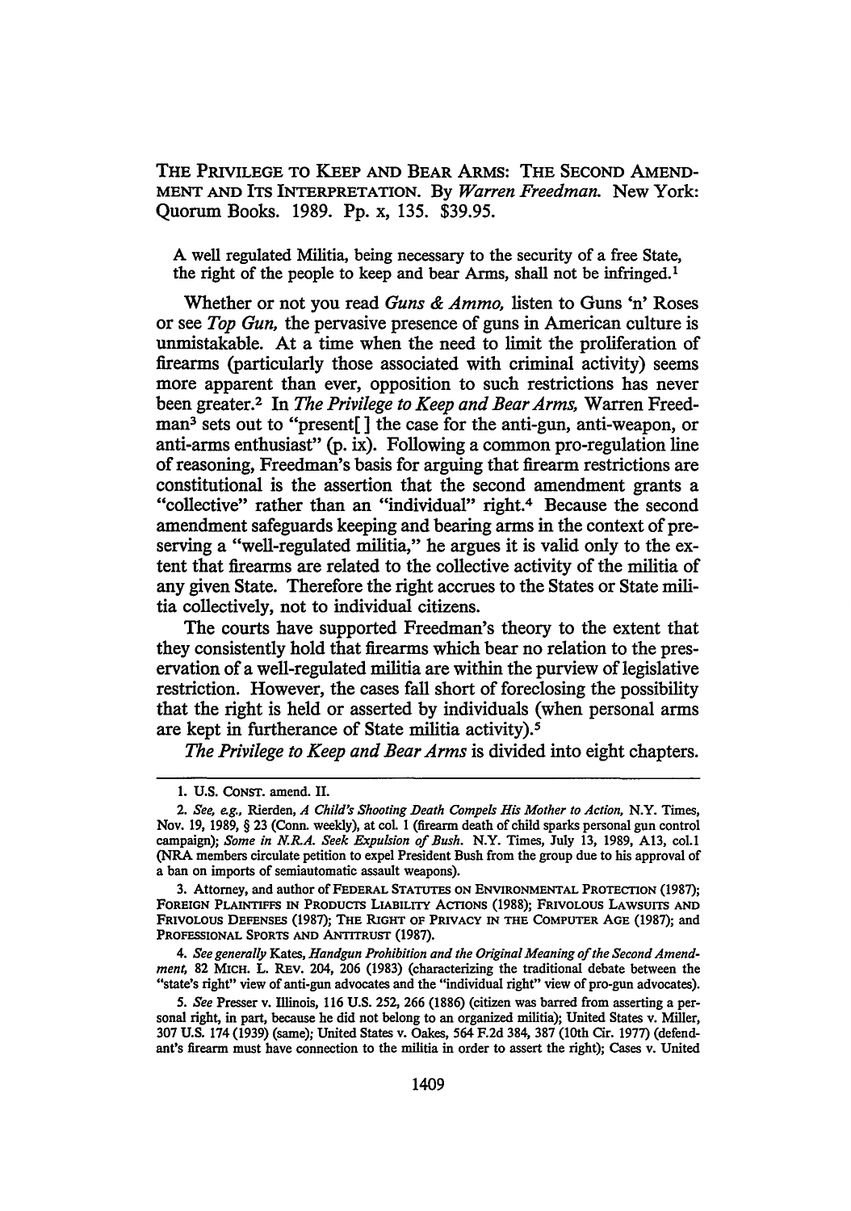THE PRIVILEGE TO KEEP AND BEAR ARMS: THE SECOND AMENDMENT AND ITS INTERPRETATION. By *Warren Freedman*. New York: Quorum Books. 1989. Pp. x, 135. $39.95.

> A well regulated Militia, being necessary to the security of a free State, the right of the people to keep and bear Arms, shall not be infringed.[1]

Whether or not you read *Guns & Ammo,* listen to Guns 'n' Roses or see *Top Gun,* the pervasive presence of guns in American culture is unmistakable. At a time when the need to limit the proliferation of firearms (particularly those associated with criminal activity) seems more apparent than ever, opposition to such restrictions has never been greater.[2] In *The Privilege to Keep and Bear Arms,* Warren Freedman[3] sets out to "present[ ] the case for the anti-gun, anti-weapon, or anti-arms enthusiast" (p. ix). Following a common pro-regulation line of reasoning, Freedman's basis for arguing that firearm restrictions are constitutional is the assertion that the second amendment grants a "collective" rather than an "individual" right.[4] Because the second amendment safeguards keeping and bearing arms in the context of preserving a "well-regulated militia," he argues it is valid only to the extent that firearms are related to the collective activity of the militia of any given State. Therefore the right accrues to the States or State militia collectively, not to individual citizens.

The courts have supported Freedman's theory to the extent that they consistently hold that firearms which bear no relation to the preservation of a well-regulated militia are within the purview of legislative restriction. However, the cases fall short of foreclosing the possibility that the right is held or asserted by individuals (when personal arms are kept in furtherance of State militia activity).[5]

*The Privilege to Keep and Bear Arms* is divided into eight chapters.

---

1. U.S. CONST. amend. II.

2. *See, e.g.,* Rierden, *A Child's Shooting Death Compels His Mother to Action,* N.Y. Times, Nov. 19, 1989, § 23 (Conn. weekly), at col. 1 (firearm death of child sparks personal gun control campaign); *Some in N.R.A. Seek Expulsion of Bush.* N.Y. Times, July 13, 1989, A13, col.1 (NRA members circulate petition to expel President Bush from the group due to his approval of a ban on imports of semiautomatic assault weapons).

3. Attorney, and author of FEDERAL STATUTES ON ENVIRONMENTAL PROTECTION (1987); FOREIGN PLAINTIFFS IN PRODUCTS LIABILITY ACTIONS (1988); FRIVOLOUS LAWSUITS AND FRIVOLOUS DEFENSES (1987); THE RIGHT OF PRIVACY IN THE COMPUTER AGE (1987); and PROFESSIONAL SPORTS AND ANTITRUST (1987).

4. *See generally* Kates, *Handgun Prohibition and the Original Meaning of the Second Amendment,* 82 MICH. L. REV. 204, 206 (1983) (characterizing the traditional debate between the "state's right" view of anti-gun advocates and the "individual right" view of pro-gun advocates).

5. *See* Presser v. Illinois, 116 U.S. 252, 266 (1886) (citizen was barred from asserting a personal right, in part, because he did not belong to an organized militia); United States v. Miller, 307 U.S. 174 (1939) (same); United States v. Oakes, 564 F.2d 384, 387 (10th Cir. 1977) (defendant's firearm must have connection to the militia in order to assert the right); Cases v. United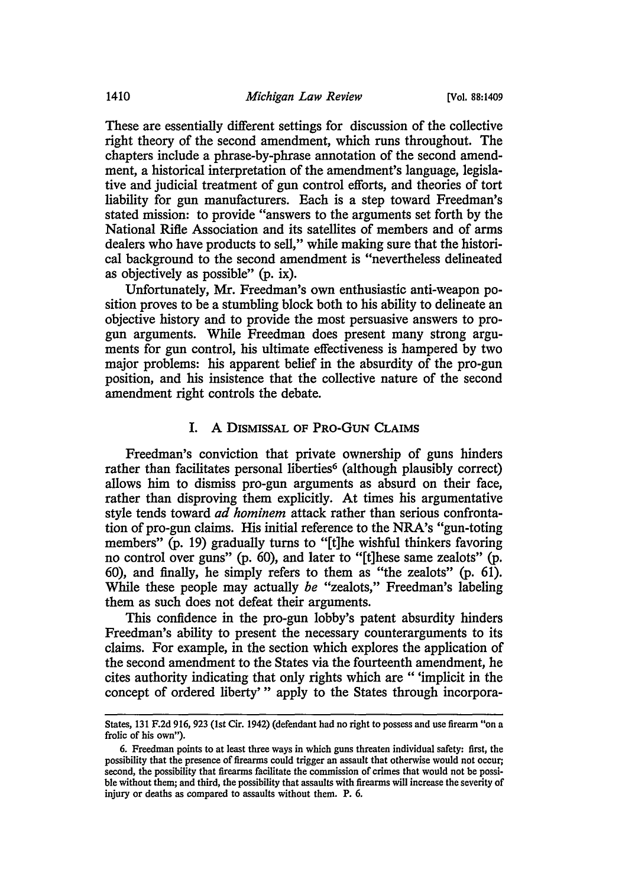These are essentially different settings for discussion of the collective right theory of the second amendment, which runs throughout. The chapters include a phrase-by-phrase annotation of the second amendment, a historical interpretation of the amendment's language, legislative and judicial treatment of gun control efforts, and theories of tort liability for gun manufacturers. Each is a step toward Freedman's stated mission: to provide "answers to the arguments set forth by the National Rifle Association and its satellites of members and of arms dealers who have products to sell," while making sure that the historical background to the second amendment is "nevertheless delineated as objectively as possible" (p. ix).

Unfortunately, Mr. Freedman's own enthusiastic anti-weapon position proves to be a stumbling block both to his ability to delineate an objective history and to provide the most persuasive answers to pro-gun arguments. While Freedman does present many strong arguments for gun control, his ultimate effectiveness is hampered by two major problems: his apparent belief in the absurdity of the pro-gun position, and his insistence that the collective nature of the second amendment right controls the debate.

## I. A Dismissal of Pro-Gun Claims

Freedman's conviction that private ownership of guns hinders rather than facilitates personal liberties[6] (although plausibly correct) allows him to dismiss pro-gun arguments as absurd on their face, rather than disproving them explicitly. At times his argumentative style tends toward *ad hominem* attack rather than serious confrontation of pro-gun claims. His initial reference to the NRA's "gun-toting members" (p. 19) gradually turns to "[t]he wishful thinkers favoring no control over guns" (p. 60), and later to "[t]hese same zealots" (p. 60), and finally, he simply refers to them as "the zealots" (p. 61). While these people may actually *be* "zealots," Freedman's labeling them as such does not defeat their arguments.

This confidence in the pro-gun lobby's patent absurdity hinders Freedman's ability to present the necessary counterarguments to its claims. For example, in the section which explores the application of the second amendment to the States via the fourteenth amendment, he cites authority indicating that only rights which are " 'implicit in the concept of ordered liberty' " apply to the States through incorpora-

---

States, 131 F.2d 916, 923 (1st Cir. 1942) (defendant had no right to possess and use firearm "on a frolic of his own").

6. Freedman points to at least three ways in which guns threaten individual safety: first, the possibility that the presence of firearms could trigger an assault that otherwise would not occur; second, the possibility that firearms facilitate the commission of crimes that would not be possible without them; and third, the possibility that assaults with firearms will increase the severity of injury or deaths as compared to assaults without them. P. 6.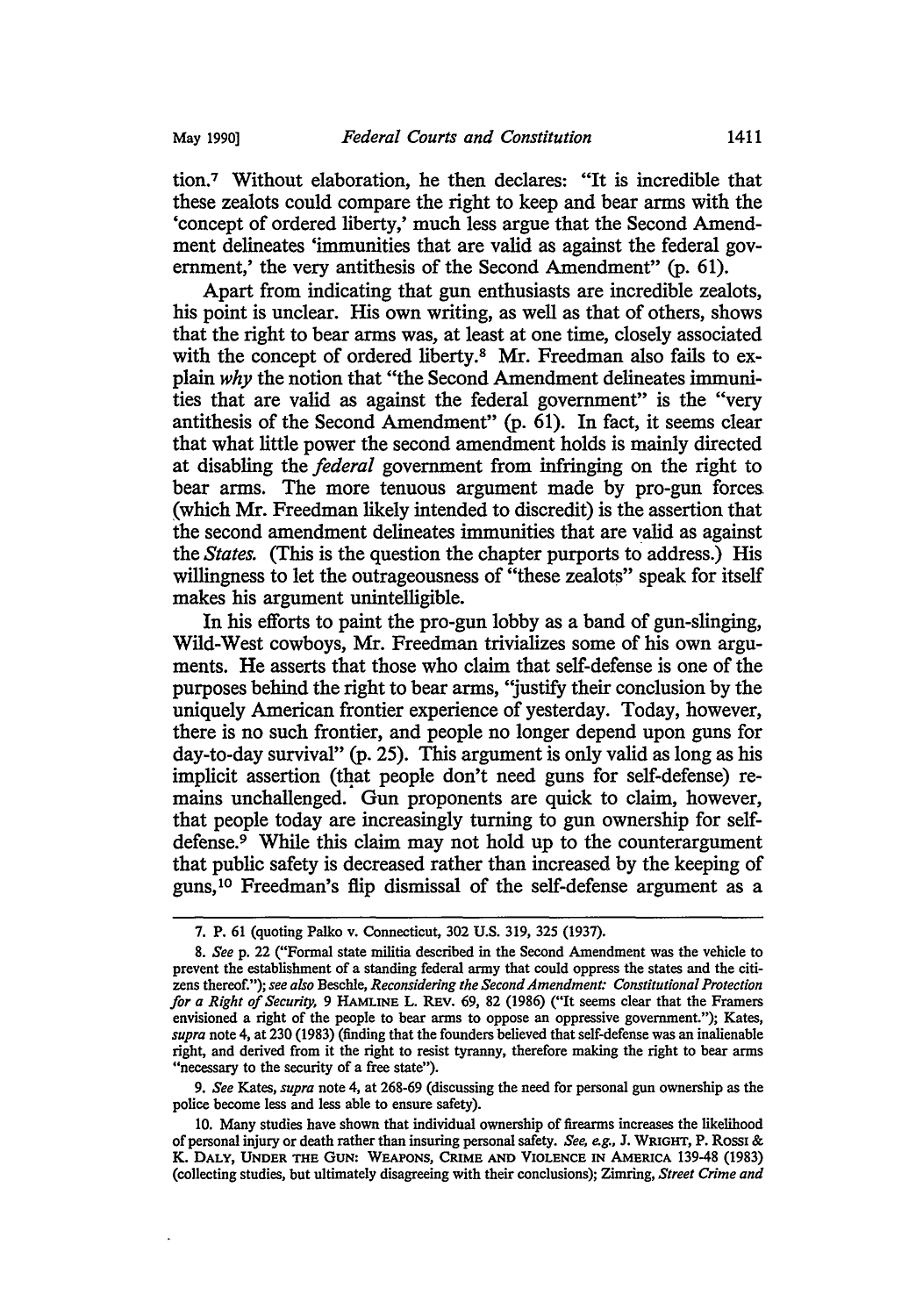tion.[7] Without elaboration, he then declares: "It is incredible that these zealots could compare the right to keep and bear arms with the 'concept of ordered liberty,' much less argue that the Second Amendment delineates 'immunities that are valid as against the federal government,' the very antithesis of the Second Amendment" (p. 61).

Apart from indicating that gun enthusiasts are incredible zealots, his point is unclear. His own writing, as well as that of others, shows that the right to bear arms was, at least at one time, closely associated with the concept of ordered liberty.[8] Mr. Freedman also fails to explain *why* the notion that "the Second Amendment delineates immunities that are valid as against the federal government" is the "very antithesis of the Second Amendment" (p. 61). In fact, it seems clear that what little power the second amendment holds is mainly directed at disabling the *federal* government from infringing on the right to bear arms. The more tenuous argument made by pro-gun forces (which Mr. Freedman likely intended to discredit) is the assertion that the second amendment delineates immunities that are valid as against the *States*. (This is the question the chapter purports to address.) His willingness to let the outrageousness of "these zealots" speak for itself makes his argument unintelligible.

In his efforts to paint the pro-gun lobby as a band of gun-slinging, Wild-West cowboys, Mr. Freedman trivializes some of his own arguments. He asserts that those who claim that self-defense is one of the purposes behind the right to bear arms, "justify their conclusion by the uniquely American frontier experience of yesterday. Today, however, there is no such frontier, and people no longer depend upon guns for day-to-day survival" (p. 25). This argument is only valid as long as his implicit assertion (that people don't need guns for self-defense) remains unchallenged. Gun proponents are quick to claim, however, that people today are increasingly turning to gun ownership for self-defense.[9] While this claim may not hold up to the counterargument that public safety is decreased rather than increased by the keeping of guns,[10] Freedman's flip dismissal of the self-defense argument as a

---

7. P. 61 (quoting Palko v. Connecticut, 302 U.S. 319, 325 (1937).

8. *See* p. 22 ("Formal state militia described in the Second Amendment was the vehicle to prevent the establishment of a standing federal army that could oppress the states and the citizens thereof."); *see also* Beschle, *Reconsidering the Second Amendment: Constitutional Protection for a Right of Security*, 9 HAMLINE L. REV. 69, 82 (1986) ("It seems clear that the Framers envisioned a right of the people to bear arms to oppose an oppressive government."); Kates, *supra* note 4, at 230 (1983) (finding that the founders believed that self-defense was an inalienable right, and derived from it the right to resist tyranny, therefore making the right to bear arms "necessary to the security of a free state").

9. *See* Kates, *supra* note 4, at 268-69 (discussing the need for personal gun ownership as the police become less and less able to ensure safety).

10. Many studies have shown that individual ownership of firearms increases the likelihood of personal injury or death rather than insuring personal safety. *See, e.g.*, J. WRIGHT, P. ROSSI & K. DALY, UNDER THE GUN: WEAPONS, CRIME AND VIOLENCE IN AMERICA 139-48 (1983) (collecting studies, but ultimately disagreeing with their conclusions); Zimring, *Street Crime and*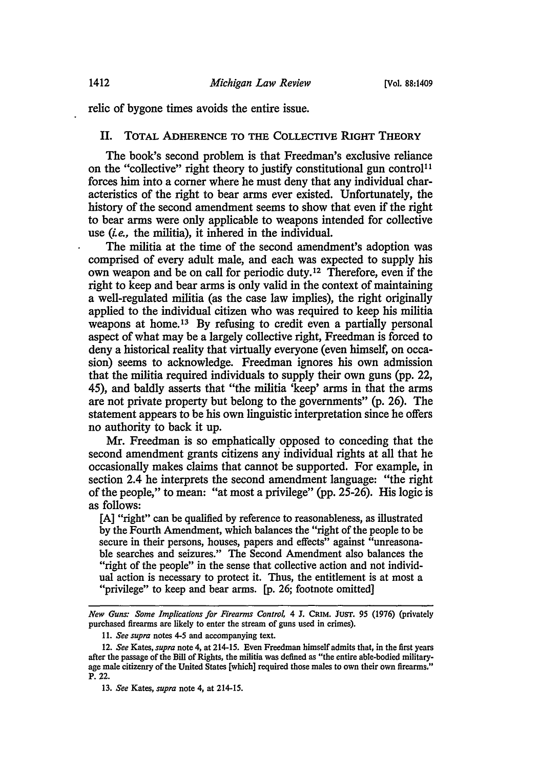relic of bygone times avoids the entire issue.

## II. TOTAL ADHERENCE TO THE COLLECTIVE RIGHT THEORY

The book's second problem is that Freedman's exclusive reliance on the "collective" right theory to justify constitutional gun control[11] forces him into a corner where he must deny that any individual characteristics of the right to bear arms ever existed. Unfortunately, the history of the second amendment seems to show that even if the right to bear arms were only applicable to weapons intended for collective use (*i.e.*, the militia), it inhered in the individual.

The militia at the time of the second amendment's adoption was comprised of every adult male, and each was expected to supply his own weapon and be on call for periodic duty.[12] Therefore, even if the right to keep and bear arms is only valid in the context of maintaining a well-regulated militia (as the case law implies), the right originally applied to the individual citizen who was required to keep his militia weapons at home.[13] By refusing to credit even a partially personal aspect of what may be a largely collective right, Freedman is forced to deny a historical reality that virtually everyone (even himself, on occasion) seems to acknowledge. Freedman ignores his own admission that the militia required individuals to supply their own guns (pp. 22, 45), and baldly asserts that "the militia 'keep' arms in that the arms are not private property but belong to the governments" (p. 26). The statement appears to be his own linguistic interpretation since he offers no authority to back it up.

Mr. Freedman is so emphatically opposed to conceding that the second amendment grants citizens any individual rights at all that he occasionally makes claims that cannot be supported. For example, in section 2.4 he interprets the second amendment language: "the right of the people," to mean: "at most a privilege" (pp. 25-26). His logic is as follows:

> [A] "right" can be qualified by reference to reasonableness, as illustrated by the Fourth Amendment, which balances the "right of the people to be secure in their persons, houses, papers and effects" against "unreasonable searches and seizures." The Second Amendment also balances the "right of the people" in the sense that collective action and not individual action is necessary to protect it. Thus, the entitlement is at most a "privilege" to keep and bear arms. [p. 26; footnote omitted]

---

*New Guns: Some Implications for Firearms Control*, 4 J. CRIM. JUST. 95 (1976) (privately purchased firearms are likely to enter the stream of guns used in crimes).

11. *See supra* notes 4-5 and accompanying text.

12. *See* Kates, *supra* note 4, at 214-15. Even Freedman himself admits that, in the first years after the passage of the Bill of Rights, the militia was defined as "the entire able-bodied military-age male citizenry of the United States [which] required those males to own their own firearms." P. 22.

13. *See* Kates, *supra* note 4, at 214-15.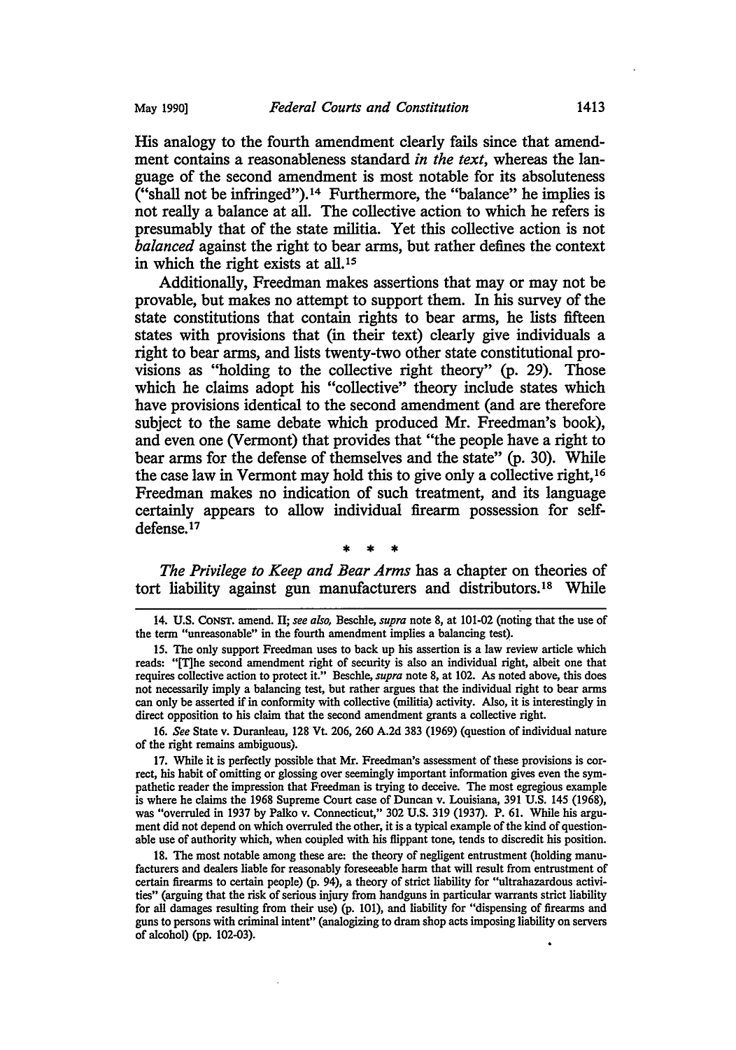His analogy to the fourth amendment clearly fails since that amendment contains a reasonableness standard *in the text*, whereas the language of the second amendment is most notable for its absoluteness ("shall not be infringed").[14] Furthermore, the "balance" he implies is not really a balance at all. The collective action to which he refers is presumably that of the state militia. Yet this collective action is not *balanced* against the right to bear arms, but rather defines the context in which the right exists at all.[15]

Additionally, Freedman makes assertions that may or may not be provable, but makes no attempt to support them. In his survey of the state constitutions that contain rights to bear arms, he lists fifteen states with provisions that (in their text) clearly give individuals a right to bear arms, and lists twenty-two other state constitutional provisions as "holding to the collective right theory" (p. 29). Those which he claims adopt his "collective" theory include states which have provisions identical to the second amendment (and are therefore subject to the same debate which produced Mr. Freedman's book), and even one (Vermont) that provides that "the people have a right to bear arms for the defense of themselves and the state" (p. 30). While the case law in Vermont may hold this to give only a collective right,[16] Freedman makes no indication of such treatment, and its language certainly appears to allow individual firearm possession for self-defense.[17]

\* \* \*

*The Privilege to Keep and Bear Arms* has a chapter on theories of tort liability against gun manufacturers and distributors.[18] While

---

14. U.S. CONST. amend. II; *see also*, Beschle, *supra* note 8, at 101-02 (noting that the use of the term "unreasonable" in the fourth amendment implies a balancing test).

15. The only support Freedman uses to back up his assertion is a law review article which reads: "[T]he second amendment right of security is also an individual right, albeit one that requires collective action to protect it." Beschle, *supra* note 8, at 102. As noted above, this does not necessarily imply a balancing test, but rather argues that the individual right to bear arms can only be asserted if in conformity with collective (militia) activity. Also, it is interestingly in direct opposition to his claim that the second amendment grants a collective right.

16. *See* State v. Duranleau, 128 Vt. 206, 260 A.2d 383 (1969) (question of individual nature of the right remains ambiguous).

17. While it is perfectly possible that Mr. Freedman's assessment of these provisions is correct, his habit of omitting or glossing over seemingly important information gives even the sympathetic reader the impression that Freedman is trying to deceive. The most egregious example is where he claims the 1968 Supreme Court case of Duncan v. Louisiana, 391 U.S. 145 (1968), was "overruled in 1937 by Palko v. Connecticut," 302 U.S. 319 (1937). P. 61. While his argument did not depend on which overruled the other, it is a typical example of the kind of questionable use of authority which, when coupled with his flippant tone, tends to discredit his position.

18. The most notable among these are: the theory of negligent entrustment (holding manufacturers and dealers liable for reasonably foreseeable harm that will result from entrustment of certain firearms to certain people) (p. 94), a theory of strict liability for "ultrahazardous activities" (arguing that the risk of serious injury from handguns in particular warrants strict liability for all damages resulting from their use) (p. 101), and liability for "dispensing of firearms and guns to persons with criminal intent" (analogizing to dram shop acts imposing liability on servers of alcohol) (pp. 102-03).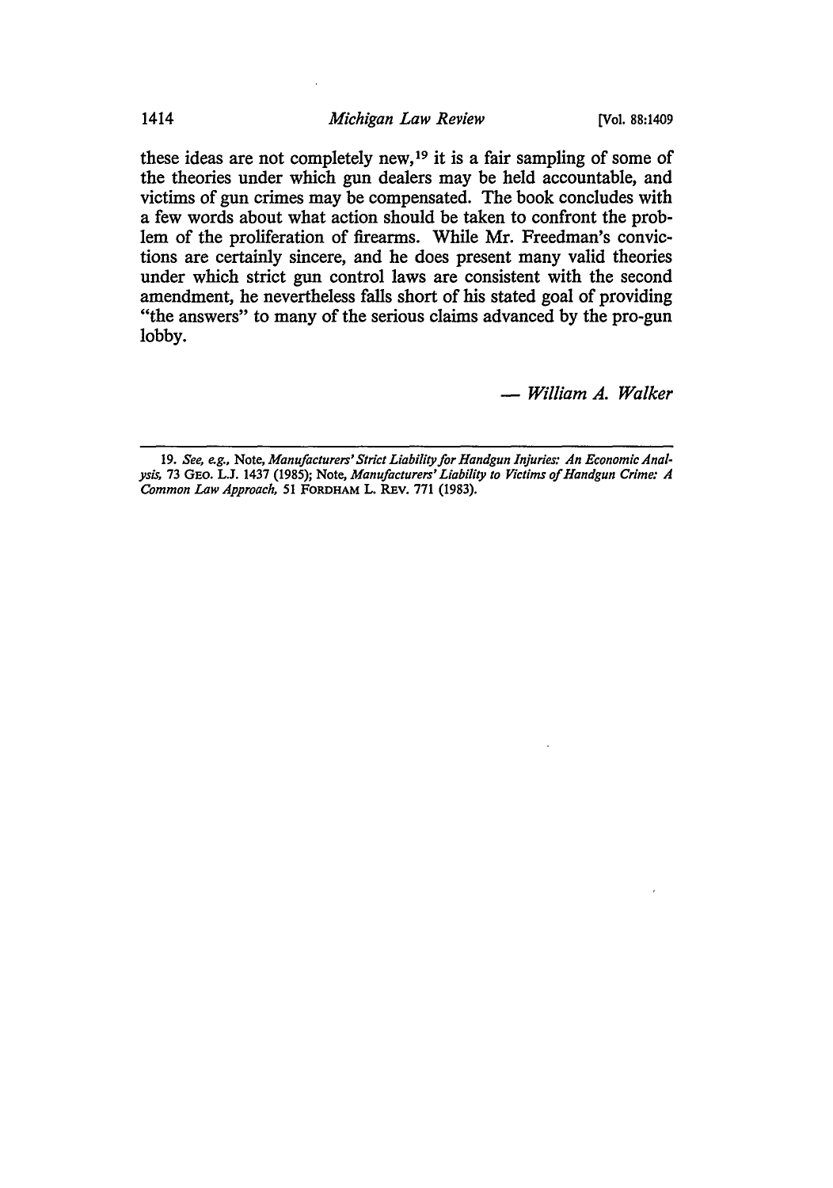these ideas are not completely new,[19] it is a fair sampling of some of the theories under which gun dealers may be held accountable, and victims of gun crimes may be compensated. The book concludes with a few words about what action should be taken to confront the problem of the proliferation of firearms. While Mr. Freedman's convictions are certainly sincere, and he does present many valid theories under which strict gun control laws are consistent with the second amendment, he nevertheless falls short of his stated goal of providing "the answers" to many of the serious claims advanced by the pro-gun lobby.

— *William A. Walker*

---

19. *See, e.g.*, Note, *Manufacturers' Strict Liability for Handgun Injuries: An Economic Analysis*, 73 GEO. L.J. 1437 (1985); Note, *Manufacturers' Liability to Victims of Handgun Crime: A Common Law Approach*, 51 FORDHAM L. REV. 771 (1983).